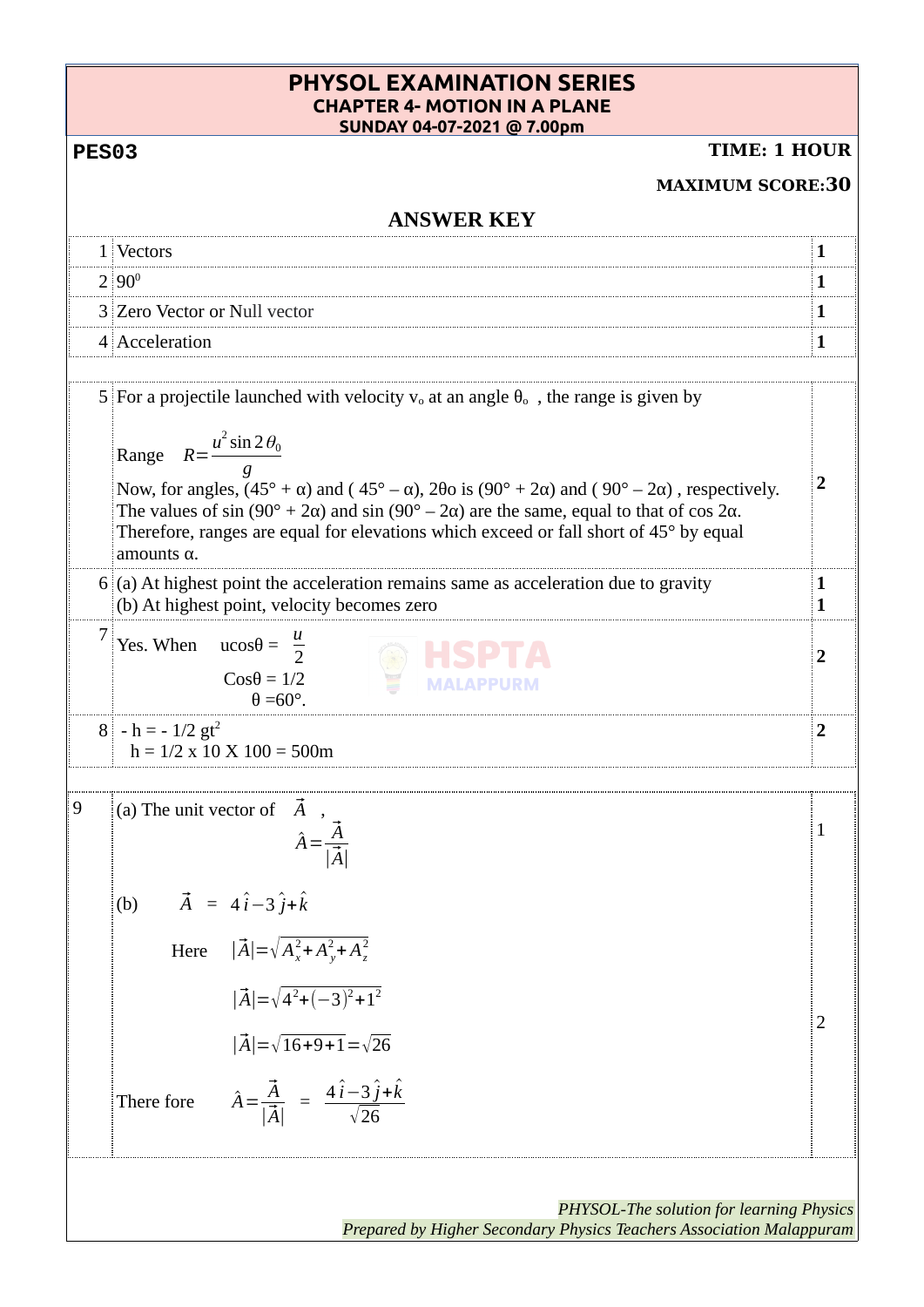# PHYSOL EXAMINATION SERIES
## CHAPTER 4- MOTION IN A PLANE
**SUNDAY 04-07-2021 @ 7.00pm**

**PES03** — **TIME: 1 HOUR**

**MAXIMUM SCORE: 30**

## ANSWER KEY

| No. | Answer | Score |
|---|---|---|
| 1 | Vectors | **1** |
| 2 | $90^0$ | **1** |
| 3 | Zero Vector or Null vector | **1** |
| 4 | Acceleration | **1** |
| 5 | For a projectile launched with velocity $v_o$ at an angle $\theta_o$, the range is given by<br>Range $R=\frac{u^2 \sin 2\theta_0}{g}$<br>Now, for angles, (45° + α) and ( 45° – α), 2θo is (90° + 2α) and ( 90° – 2α) , respectively. The values of sin (90° + 2α) and sin (90° – 2α) are the same, equal to that of cos 2α. Therefore, ranges are equal for elevations which exceed or fall short of 45° by equal amounts α. | **2** |
| 6 | (a) At highest point the acceleration remains same as acceleration due to gravity<br>(b) At highest point, velocity becomes zero | **1**<br>**1** |
| 7 | Yes. When $u\cos\theta = \frac{u}{2}$<br>$\cos\theta = 1/2$<br>$\theta = 60°$. | **2** |
| 8 | $-h = -1/2\, gt^2$<br>$h = 1/2 \times 10 \times 100 = 500$m | **2** |
| 9 | (a) The unit vector of $\vec{A}$ , $\hat{A}=\frac{\vec{A}}{\lvert\vec{A}\rvert}$ | 1 |
| | (b) $\vec{A} = 4\hat{i}-3\hat{j}+\hat{k}$<br>Here $\lvert\vec{A}\rvert=\sqrt{A_x^2+A_y^2+A_z^2}$<br>$\lvert\vec{A}\rvert=\sqrt{4^2+(-3)^2+1^2}$<br>$\lvert\vec{A}\rvert=\sqrt{16+9+1}=\sqrt{26}$<br>There fore $\hat{A}=\frac{\vec{A}}{\lvert\vec{A}\rvert} = \frac{4\hat{i}-3\hat{j}+\hat{k}}{\sqrt{26}}$ | 2 |

*PHYSOL-The solution for learning Physics*
*Prepared by Higher Secondary Physics Teachers Association Malappuram*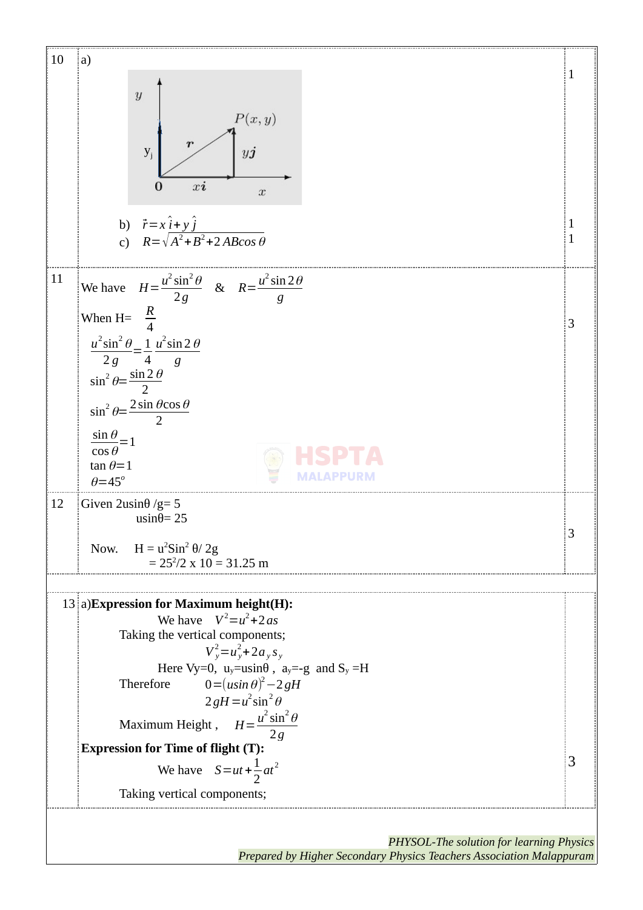| Q | Answer | Score |
|---|---|---|
| 10 | a) $y$, $P(x, y)$, $\mathbf{r}$, $y_j$, $y\hat{\boldsymbol{j}}$, $\mathbf{0}$, $x\hat{\boldsymbol{i}}$, $x$ <br> b) $\vec{r} = x\hat{i} + y\hat{j}$ <br> c) $R = \sqrt{A^2 + B^2 + 2AB\cos\theta}$ | 1 <br> 1 <br> 1 |
| 11 | We have $H = \frac{u^2 \sin^2\theta}{2g}$ & $R = \frac{u^2 \sin 2\theta}{g}$ <br> When H= $\frac{R}{4}$ <br> $\frac{u^2\sin^2\theta}{2g} = \frac{1}{4}\frac{u^2\sin 2\theta}{g}$ <br> $\sin^2\theta = \frac{\sin 2\theta}{2}$ <br> $\sin^2\theta = \frac{2\sin\theta\cos\theta}{2}$ <br> $\frac{\sin\theta}{\cos\theta} = 1$ <br> $\tan\theta = 1$ <br> $\theta = 45^o$ | 3 |
| 12 | Given 2usinθ /g= 5 <br> usinθ= 25 <br> Now. H = $u^2 Sin^2\theta / 2g$ <br> $= 25^2/2 \times 10 = 31.25$ m | 3 |
| | | |
| 13 | a)**Expression for Maximum height(H):** <br> We have $V^2 = u^2 + 2as$ <br> Taking the vertical components; <br> $V_y^2 = u_y^2 + 2a_y s_y$ <br> Here $V_y$=0, $u_y$=usinθ , $a_y$=-g and $S_y$ =H <br> Therefore $0 = (u\sin\theta)^2 - 2gH$ <br> $2gH = u^2\sin^2\theta$ <br> Maximum Height , $H = \frac{u^2\sin^2\theta}{2g}$ <br> **Expression for Time of flight (T):** <br> We have $S = ut + \frac{1}{2}at^2$ <br> Taking vertical components; | 3 |

*PHYSOL-The solution for learning Physics*
*Prepared by Higher Secondary Physics Teachers Association Malappuram*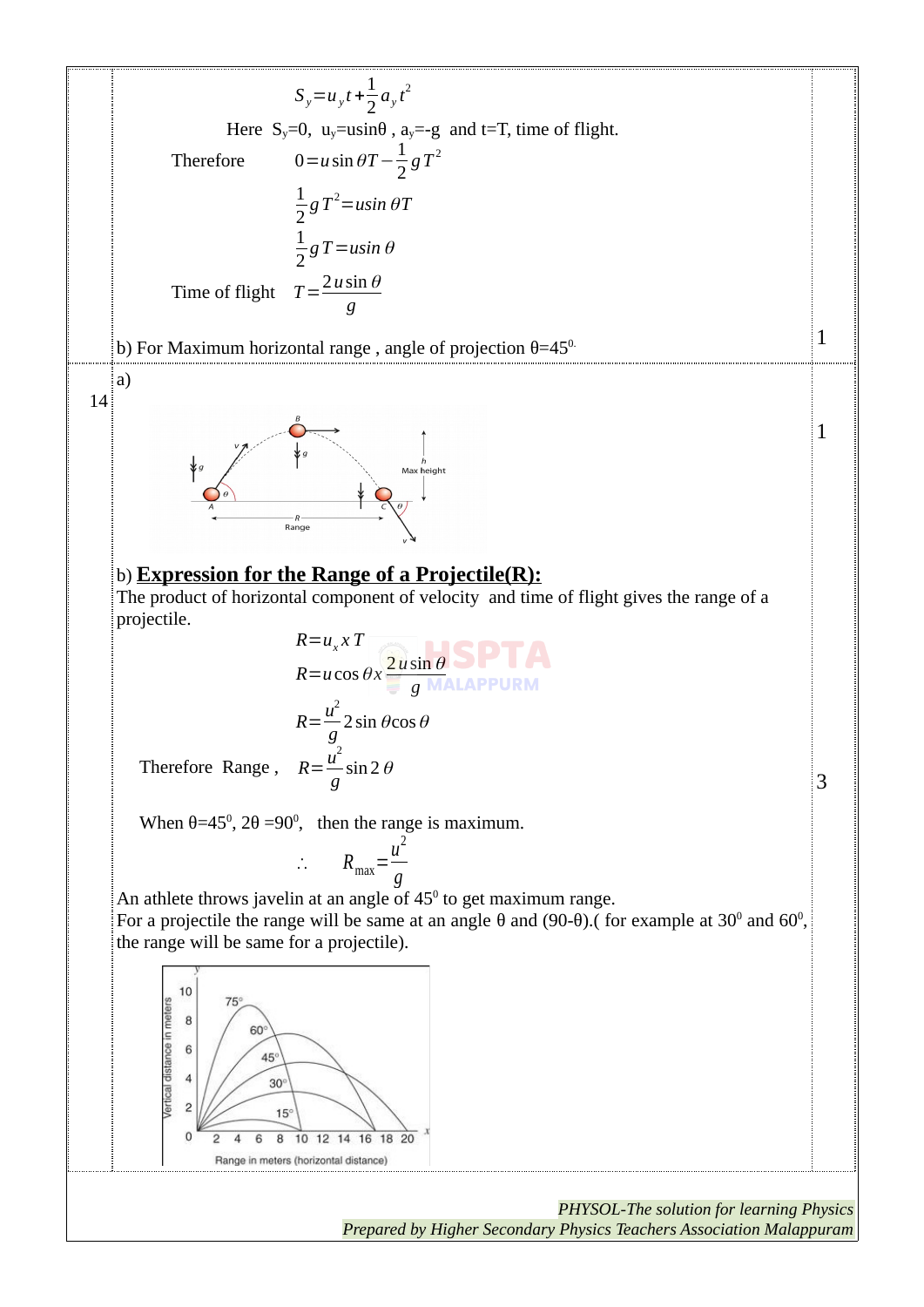$$S_y = u_y t + \frac{1}{2} a_y t^2$$

Here $S_y=0$, $u_y=u\sin\theta$ , $a_y=-g$ and t=T, time of flight.

Therefore $$0 = u\sin\theta T - \frac{1}{2} g T^2$$

$$\frac{1}{2} g T^2 = u\sin\theta T$$

$$\frac{1}{2} g T = u\sin\theta$$

Time of flight $$T = \frac{2u\sin\theta}{g}$$

b) For Maximum horizontal range , angle of projection $\theta=45^0$. 1

14 a) 1

b) **Expression for the Range of a Projectile(R):**

The product of horizontal component of velocity and time of flight gives the range of a projectile.

$$R = u_x \times T$$

$$R = u\cos\theta \times \frac{2u\sin\theta}{g}$$

$$R = \frac{u^2}{g} 2\sin\theta\cos\theta$$

Therefore Range , $$R = \frac{u^2}{g}\sin 2\theta$$ 3

When $\theta=45^0$, $2\theta=90^0$, then the range is maximum.

$$\therefore \quad R_{max} = \frac{u^2}{g}$$

An athlete throws javelin at an angle of $45^0$ to get maximum range.

For a projectile the range will be same at an angle θ and (90-θ).( for example at $30^0$ and $60^0$, the range will be same for a projectile).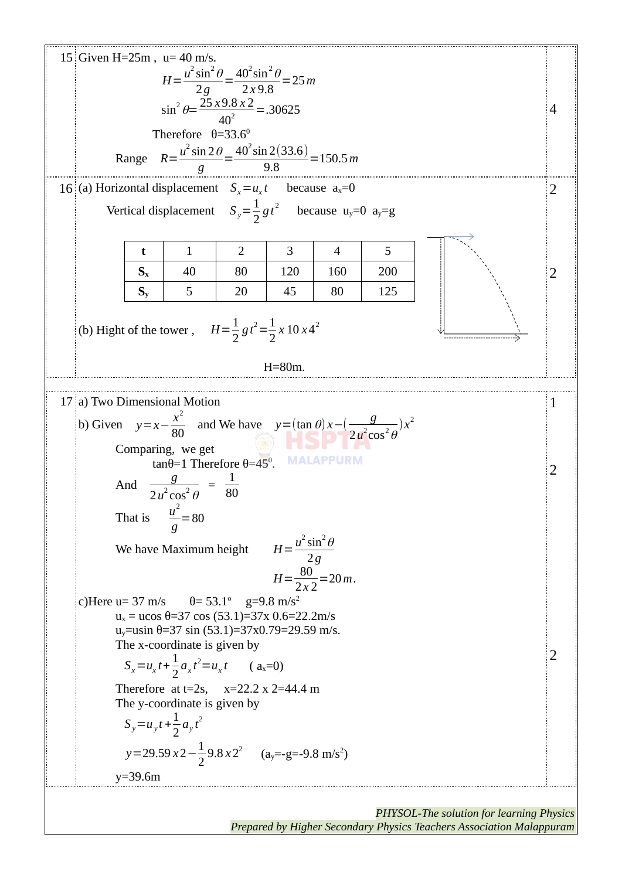**15** Given H=25m , u= 40 m/s. **[4]**

$$H=\frac{u^2\sin^2\theta}{2g}=\frac{40^2\sin^2\theta}{2x9.8}=25\,m$$

$$\sin^2\theta=\frac{25\,x\,9.8\,x\,2}{40^2}=.30625$$

Therefore θ=33.6$^0$

Range $R=\frac{u^2\sin 2\theta}{g}=\frac{40^2\sin 2(33.6)}{9.8}=150.5\,m$

**16** (a) Horizontal displacement $S_x=u_x t$ because $a_x$=0 **[2]**

Vertical displacement $S_y=\frac{1}{2}g t^2$ because $u_y$=0 $a_y$=g

| t | 1 | 2 | 3 | 4 | 5 |
|---|---|---|---|---|---|
| $S_x$ | 40 | 80 | 120 | 160 | 200 |
| $S_y$ | 5 | 20 | 45 | 80 | 125 |

**[2]**

(b) Hight of the tower , $H=\frac{1}{2}g t^2=\frac{1}{2}x\,10\,x\,4^2$

H=80m.

**17** a) Two Dimensional Motion **[1]**

b) Given $y=x-\frac{x^2}{80}$ and We have $y=(\tan\theta)x-(\frac{g}{2u^2\cos^2\theta})x^2$ **[2]**

Comparing, we get

tanθ=1 Therefore θ=45$^0$.

And $\frac{g}{2u^2\cos^2\theta}=\frac{1}{80}$

That is $\frac{u^2}{g}=80$

We have Maximum height $H=\frac{u^2\sin^2\theta}{2g}$

$$H=\frac{80}{2x2}=20\,m.$$

c)Here u= 37 m/s θ= 53.1$^o$ g=9.8 m/s$^2$ **[2]**

$u_x$ = ucos θ=37 cos (53.1)=37x 0.6=22.2m/s

$u_y$=usin θ=37 sin (53.1)=37x0.79=29.59 m/s.

The x-coordinate is given by

$S_x=u_x t+\frac{1}{2}a_x t^2=u_x t$ ( $a_x$=0)

Therefore at t=2s, x=22.2 x 2=44.4 m

The y-coordinate is given by

$S_y=u_y t+\frac{1}{2}a_y t^2$

$y=29.59\,x\,2-\frac{1}{2}9.8\,x\,2^2$ ($a_y$=-g=-9.8 m/s$^2$)

y=39.6m

*PHYSOL-The solution for learning Physics*
*Prepared by Higher Secondary Physics Teachers Association Malappuram*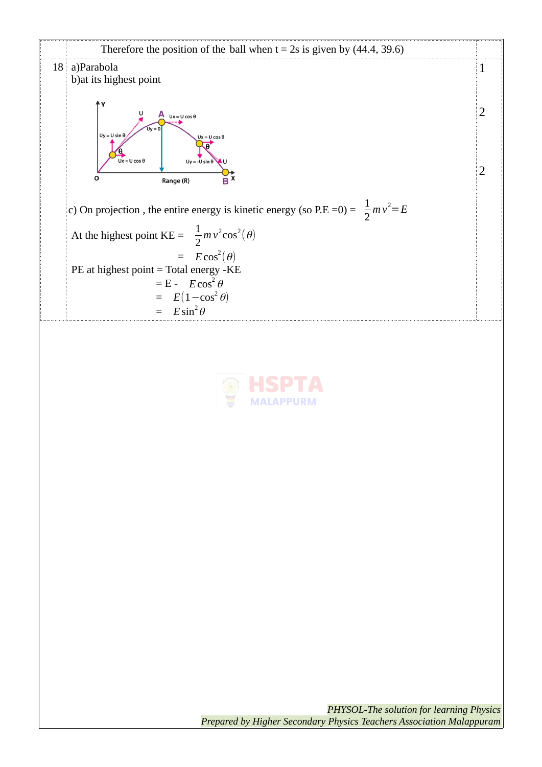| | | |
|---|---|---|
| | Therefore the position of the ball when t = 2s is given by (44.4, 39.6) | |
| 18 | a)Parabola<br>b)at its highest point<br><br>Y<br>U<br>A<br>Ux = U cos θ<br>Uy = U sin θ<br>Uy = 0<br>Ux = U cos θ<br>θ<br>θ<br>Ux = U cos θ<br>Uy = -U sin θ<br>U<br>O<br>Range (R)<br>B<br>X<br><br>c) On projection , the entire energy is kinetic energy (so P.E =0) = $\frac{1}{2}mv^2=E$<br>At the highest point KE = $\frac{1}{2}mv^2\cos^2(\theta)$<br>= $E\cos^2(\theta)$<br>PE at highest point = Total energy -KE<br>= E - $E\cos^2\theta$<br>= $E(1-\cos^2\theta)$<br>= $E\sin^2\theta$ | 1<br><br>2<br><br>2 |

*PHYSOL-The solution for learning Physics*
*Prepared by Higher Secondary Physics Teachers Association Malappuram*